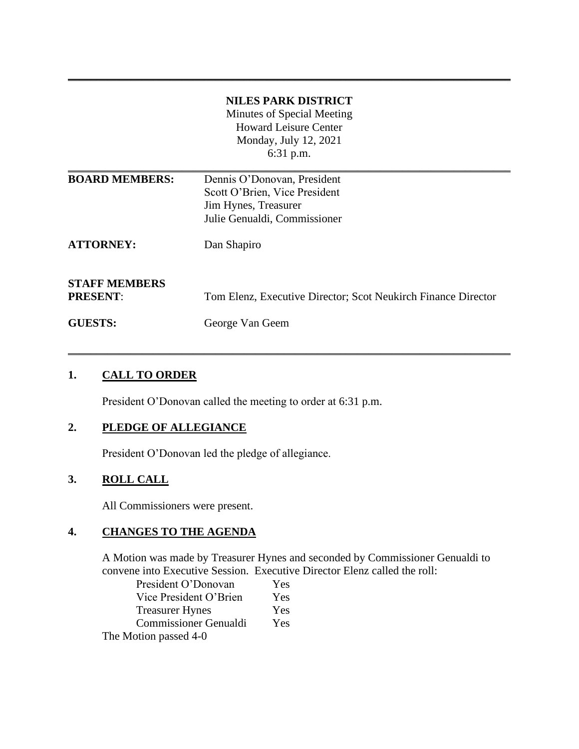**NILES PARK DISTRICT**

Minutes of Special Meeting
Howard Leisure Center
Monday, July 12, 2021
6:31 p.m.

| | |
|---|---|
| **BOARD MEMBERS:** | Dennis O'Donovan, President<br>Scott O'Brien, Vice President<br>Jim Hynes, Treasurer<br>Julie Genualdi, Commissioner |
| **ATTORNEY:** | Dan Shapiro |
| **STAFF MEMBERS PRESENT**: | Tom Elenz, Executive Director; Scot Neukirch Finance Director |
| **GUESTS:** | George Van Geem |

## 1. CALL TO ORDER

President O'Donovan called the meeting to order at 6:31 p.m.

## 2. PLEDGE OF ALLEGIANCE

President O'Donovan led the pledge of allegiance.

## 3. ROLL CALL

All Commissioners were present.

## 4. CHANGES TO THE AGENDA

A Motion was made by Treasurer Hynes and seconded by Commissioner Genualdi to convene into Executive Session. Executive Director Elenz called the roll:

| | |
|---|---|
| President O'Donovan | Yes |
| Vice President O'Brien | Yes |
| Treasurer Hynes | Yes |
| Commissioner Genualdi | Yes |

The Motion passed 4-0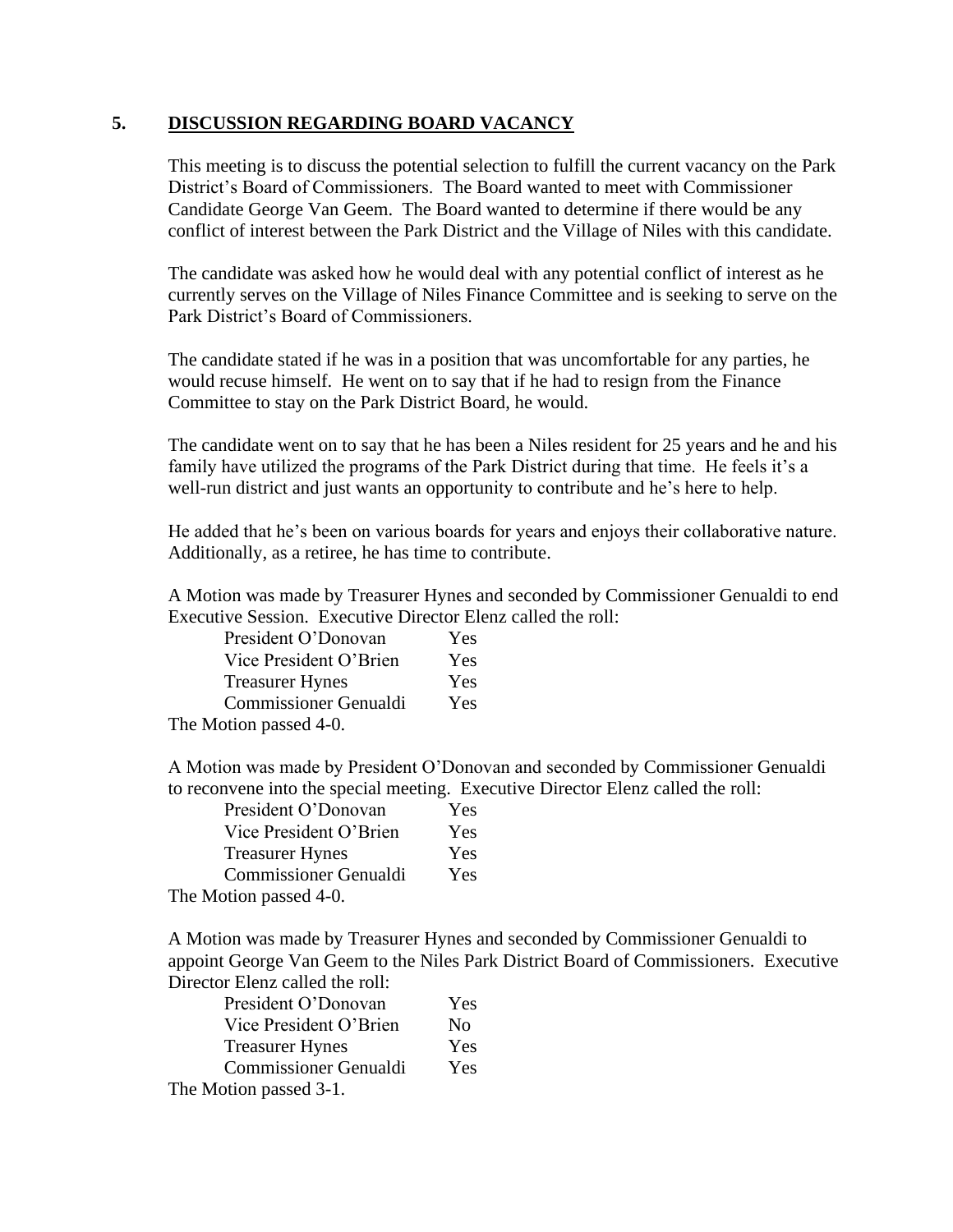## 5. DISCUSSION REGARDING BOARD VACANCY

This meeting is to discuss the potential selection to fulfill the current vacancy on the Park District's Board of Commissioners. The Board wanted to meet with Commissioner Candidate George Van Geem. The Board wanted to determine if there would be any conflict of interest between the Park District and the Village of Niles with this candidate.

The candidate was asked how he would deal with any potential conflict of interest as he currently serves on the Village of Niles Finance Committee and is seeking to serve on the Park District's Board of Commissioners.

The candidate stated if he was in a position that was uncomfortable for any parties, he would recuse himself. He went on to say that if he had to resign from the Finance Committee to stay on the Park District Board, he would.

The candidate went on to say that he has been a Niles resident for 25 years and he and his family have utilized the programs of the Park District during that time. He feels it's a well-run district and just wants an opportunity to contribute and he's here to help.

He added that he's been on various boards for years and enjoys their collaborative nature. Additionally, as a retiree, he has time to contribute.

A Motion was made by Treasurer Hynes and seconded by Commissioner Genualdi to end Executive Session. Executive Director Elenz called the roll:

| | |
|---|---|
| President O'Donovan | Yes |
| Vice President O'Brien | Yes |
| Treasurer Hynes | Yes |
| Commissioner Genualdi | Yes |

The Motion passed 4-0.

A Motion was made by President O'Donovan and seconded by Commissioner Genualdi to reconvene into the special meeting. Executive Director Elenz called the roll:

| | |
|---|---|
| President O'Donovan | Yes |
| Vice President O'Brien | Yes |
| Treasurer Hynes | Yes |
| Commissioner Genualdi | Yes |

The Motion passed 4-0.

A Motion was made by Treasurer Hynes and seconded by Commissioner Genualdi to appoint George Van Geem to the Niles Park District Board of Commissioners. Executive Director Elenz called the roll:

| | |
|---|---|
| President O'Donovan | Yes |
| Vice President O'Brien | No |
| Treasurer Hynes | Yes |
| Commissioner Genualdi | Yes |

The Motion passed 3-1.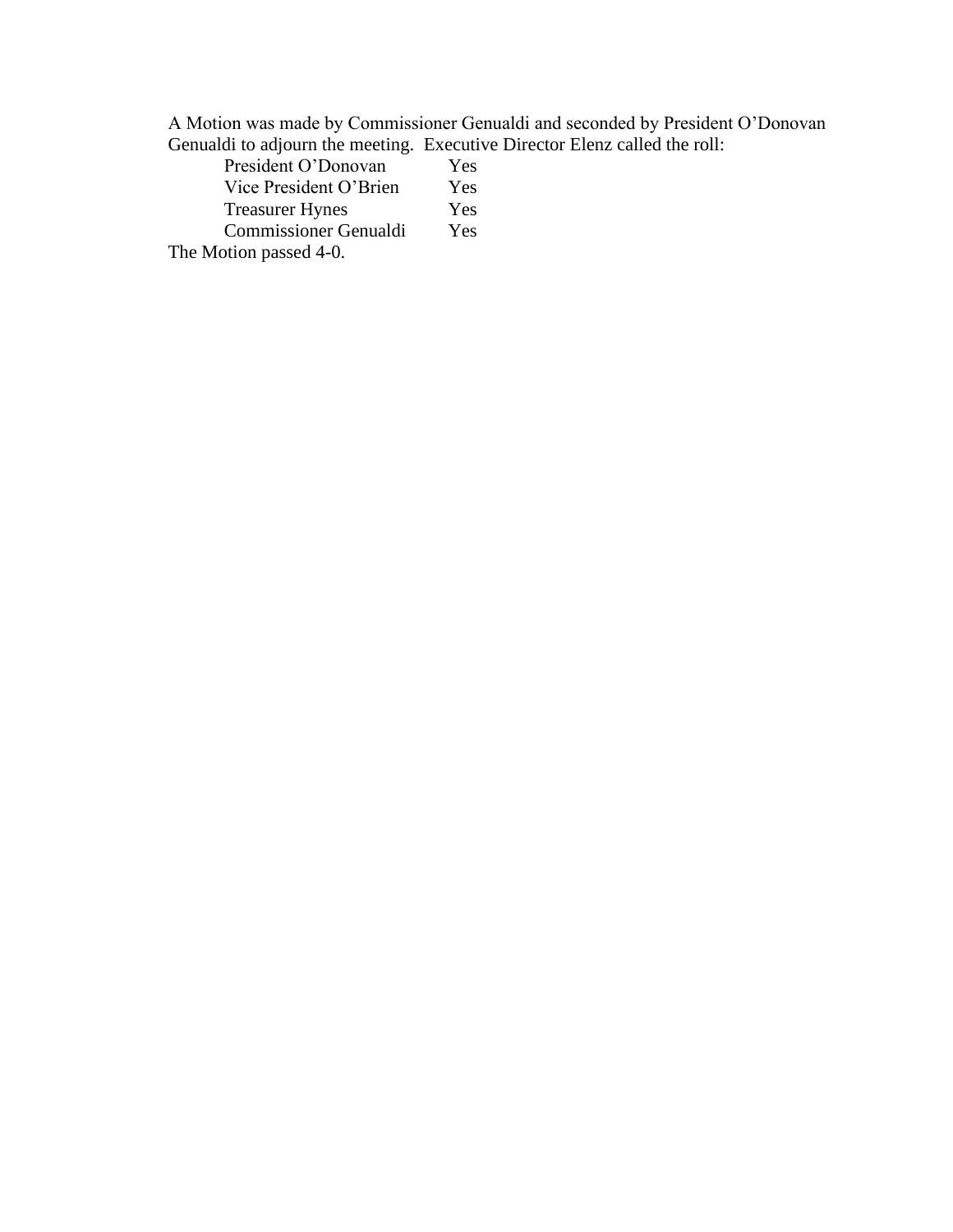A Motion was made by Commissioner Genualdi and seconded by President O'Donovan Genualdi to adjourn the meeting. Executive Director Elenz called the roll:

| | |
|---|---|
| President O'Donovan | Yes |
| Vice President O'Brien | Yes |
| Treasurer Hynes | Yes |
| Commissioner Genualdi | Yes |

The Motion passed 4-0.